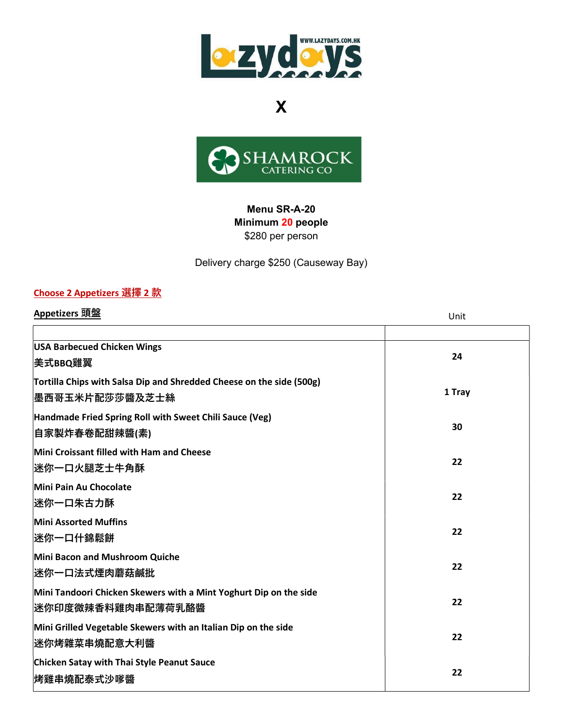Lazydays WWW.LAZYDAYS.COM.HK

X

SHAMROCK CATERING CO

**Menu SR-A-20**
**Minimum 20 people**
$280 per person

Delivery charge $250 (Causeway Bay)

**Choose 2 Appetizers 選擇 2 款**

**Appetizers 頭盤**

| | Unit |
|---|---|
| **USA Barbecued Chicken Wings**<br>**美式BBQ雞翼** | **24** |
| **Tortilla Chips with Salsa Dip and Shredded Cheese on the side (500g)**<br>**墨西哥玉米片配莎莎醬及芝士絲** | **1 Tray** |
| **Handmade Fried Spring Roll with Sweet Chili Sauce (Veg)**<br>**自家製炸春卷配甜辣醬(素)** | **30** |
| **Mini Croissant filled with Ham and Cheese**<br>**迷你一口火腿芝士牛角酥** | **22** |
| **Mini Pain Au Chocolate**<br>**迷你一口朱古力酥** | **22** |
| **Mini Assorted Muffins**<br>**迷你一口什錦鬆餅** | **22** |
| **Mini Bacon and Mushroom Quiche**<br>**迷你一口法式煙肉蘑菇鹹批** | **22** |
| **Mini Tandoori Chicken Skewers with a Mint Yoghurt Dip on the side**<br>**迷你印度微辣香料雞肉串配薄荷乳酪醬** | **22** |
| **Mini Grilled Vegetable Skewers with an Italian Dip on the side**<br>**迷你烤雜菜串燒配意大利醬** | **22** |
| **Chicken Satay with Thai Style Peanut Sauce**<br>**烤雞串燒配泰式沙嗲醬** | **22** |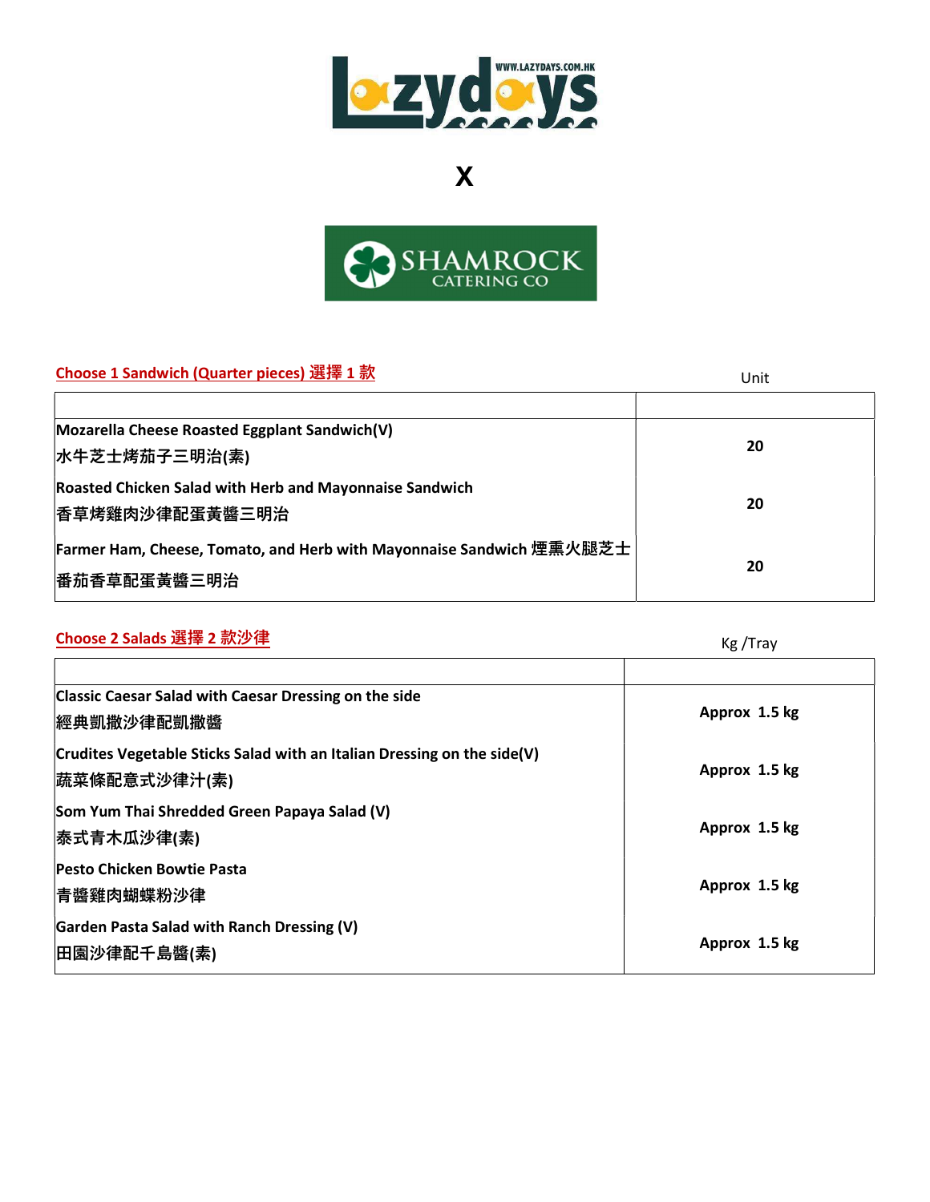Lazydays

X

SHAMROCK CATERING CO

## Choose 1 Sandwich (Quarter pieces) 選擇 1 款

| | Unit |
|---|---|
| Mozarella Cheese Roasted Eggplant Sandwich(V) 水牛芝士烤茄子三明治(素) | 20 |
| Roasted Chicken Salad with Herb and Mayonnaise Sandwich 香草烤雞肉沙律配蛋黃醬三明治 | 20 |
| Farmer Ham, Cheese, Tomato, and Herb with Mayonnaise Sandwich 煙熏火腿芝士番茄香草配蛋黃醬三明治 | 20 |

## Choose 2 Salads 選擇 2 款沙律

| | Kg /Tray |
|---|---|
| Classic Caesar Salad with Caesar Dressing on the side 經典凱撒沙律配凱撒醬 | Approx 1.5 kg |
| Crudites Vegetable Sticks Salad with an Italian Dressing on the side(V) 蔬菜條配意式沙律汁(素) | Approx 1.5 kg |
| Som Yum Thai Shredded Green Papaya Salad (V) 泰式青木瓜沙律(素) | Approx 1.5 kg |
| Pesto Chicken Bowtie Pasta 青醬雞肉蝴蝶粉沙律 | Approx 1.5 kg |
| Garden Pasta Salad with Ranch Dressing (V) 田園沙律配千島醬(素) | Approx 1.5 kg |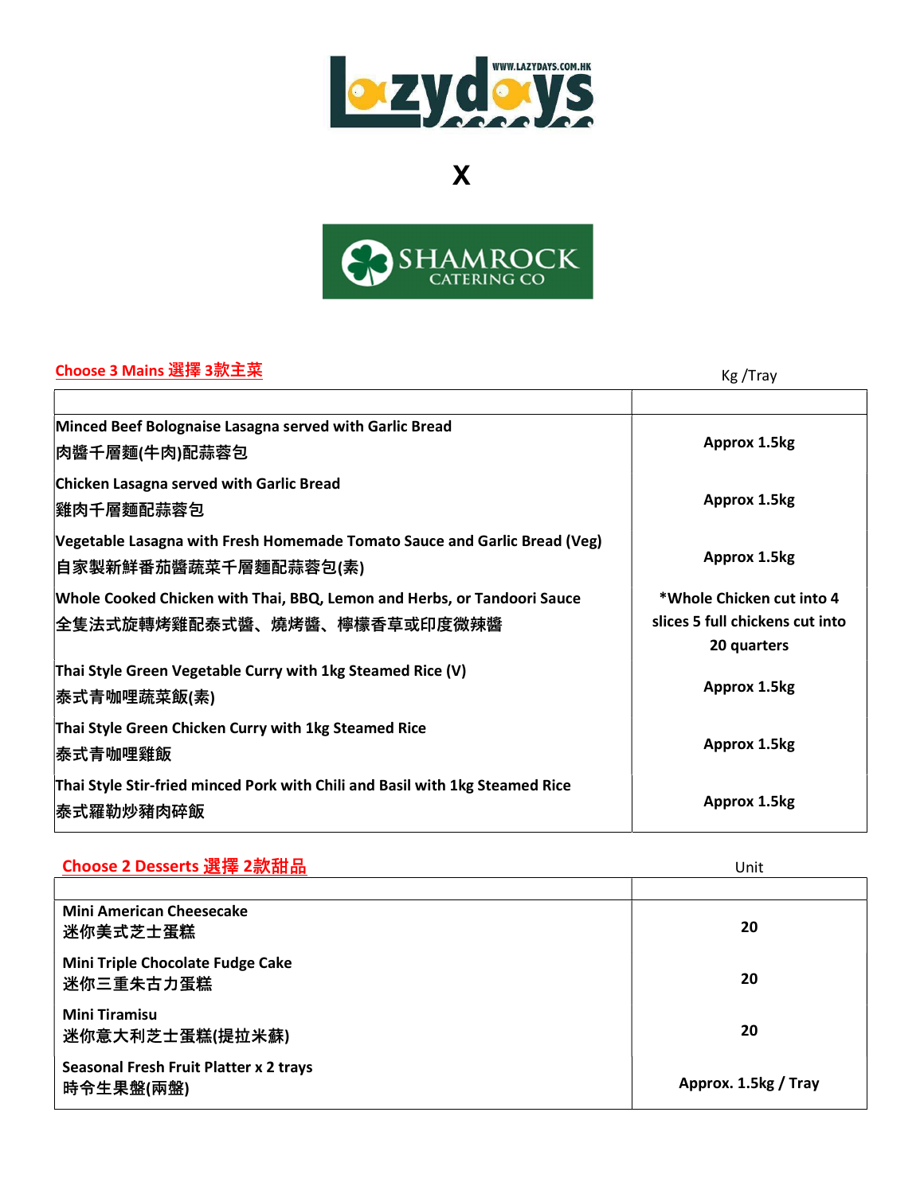Lazydays WWW.LAZYDAYS.COM.HK

X

SHAMROCK CATERING CO

**Choose 3 Mains 選擇 3款主菜**

| | Kg /Tray |
|---|---|
| **Minced Beef Bolognaise Lasagna served with Garlic Bread**<br>**肉醬千層麵(牛肉)配蒜蓉包** | **Approx 1.5kg** |
| **Chicken Lasagna served with Garlic Bread**<br>**雞肉千層麵配蒜蓉包** | **Approx 1.5kg** |
| **Vegetable Lasagna with Fresh Homemade Tomato Sauce and Garlic Bread (Veg)**<br>**自家製新鮮番茄醬蔬菜千層麵配蒜蓉包(素)** | **Approx 1.5kg** |
| **Whole Cooked Chicken with Thai, BBQ, Lemon and Herbs, or Tandoori Sauce**<br>**全隻法式旋轉烤雞配泰式醬、燒烤醬、檸檬香草或印度微辣醬** | ***Whole Chicken cut into 4 slices 5 full chickens cut into 20 quarters** |
| **Thai Style Green Vegetable Curry with 1kg Steamed Rice (V)**<br>**泰式青咖哩蔬菜飯(素)** | **Approx 1.5kg** |
| **Thai Style Green Chicken Curry with 1kg Steamed Rice**<br>**泰式青咖哩雞飯** | **Approx 1.5kg** |
| **Thai Style Stir-fried minced Pork with Chili and Basil with 1kg Steamed Rice**<br>**泰式羅勒炒豬肉碎飯** | **Approx 1.5kg** |

**Choose 2 Desserts 選擇 2款甜品**

| | Unit |
|---|---|
| **Mini American Cheesecake**<br>**迷你美式芝士蛋糕** | **20** |
| **Mini Triple Chocolate Fudge Cake**<br>**迷你三重朱古力蛋糕** | **20** |
| **Mini Tiramisu**<br>**迷你意大利芝士蛋糕(提拉米蘇)** | **20** |
| **Seasonal Fresh Fruit Platter x 2 trays**<br>**時令生果盤(兩盤)** | **Approx. 1.5kg / Tray** |